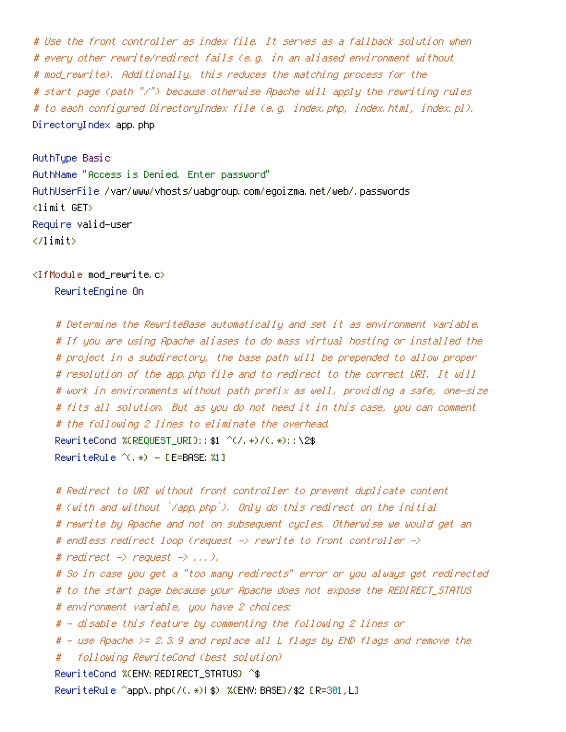```apache
# Use the front controller as index file. It serves as a fallback solution when
# every other rewrite/redirect fails (e.g. in an aliased environment without
# mod_rewrite). Additionally, this reduces the matching process for the
# start page (path "/") because otherwise Apache will apply the rewriting rules
# to each configured DirectoryIndex file (e.g. index.php, index.html, index.pl).
DirectoryIndex app.php

AuthType Basic
AuthName "Access is Denied. Enter password"
AuthUserFile /var/www/vhosts/uabgroup.com/egoizma.net/web/.passwords
<limit GET>
Require valid-user
</limit>

<IfModule mod_rewrite.c>
    RewriteEngine On

    # Determine the RewriteBase automatically and set it as environment variable.
    # If you are using Apache aliases to do mass virtual hosting or installed the
    # project in a subdirectory, the base path will be prepended to allow proper
    # resolution of the app.php file and to redirect to the correct URI. It will
    # work in environments without path prefix as well, providing a safe, one-size
    # fits all solution. But as you do not need it in this case, you can comment
    # the following 2 lines to eliminate the overhead.
    RewriteCond %{REQUEST_URI}::$1 ^(/.+)/(.*)::\2$
    RewriteRule ^(.*) - [E=BASE:%1]

    # Redirect to URI without front controller to prevent duplicate content
    # (with and without `/app.php`). Only do this redirect on the initial
    # rewrite by Apache and not on subsequent cycles. Otherwise we would get an
    # endless redirect loop (request -> rewrite to front controller ->
    # redirect -> request -> ...).
    # So in case you get a "too many redirects" error or you always get redirected
    # to the start page because your Apache does not expose the REDIRECT_STATUS
    # environment variable, you have 2 choices:
    # - disable this feature by commenting the following 2 lines or
    # - use Apache >= 2.3.9 and replace all L flags by END flags and remove the
    #   following RewriteCond (best solution)
    RewriteCond %{ENV:REDIRECT_STATUS} ^$
    RewriteRule ^app\.php(/(.*)|$) %{ENV:BASE}/$2 [R=301,L]
```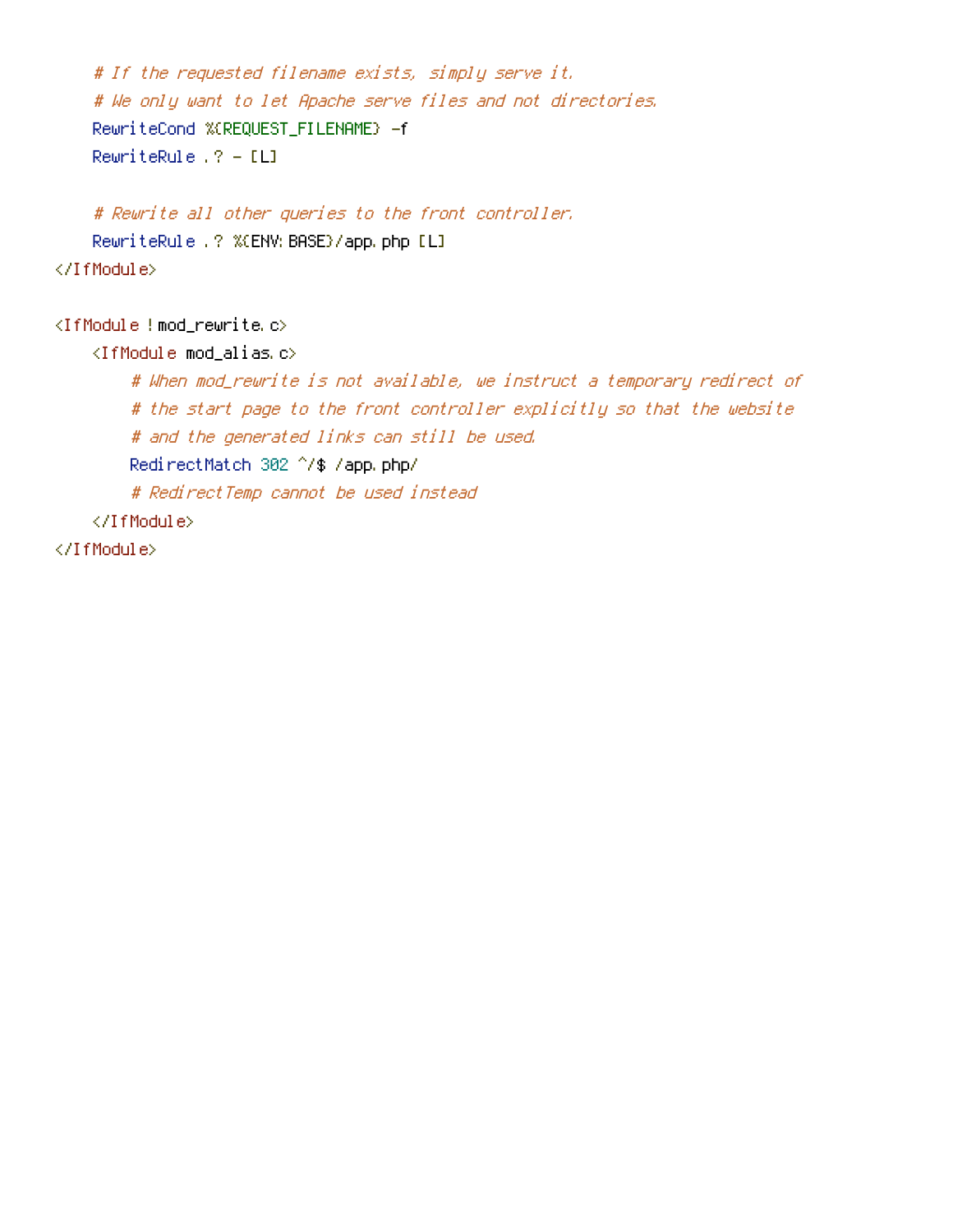```
    # If the requested filename exists, simply serve it.
    # We only want to let Apache serve files and not directories.
    RewriteCond %{REQUEST_FILENAME} -f
    RewriteRule .? - [L]

    # Rewrite all other queries to the front controller.
    RewriteRule .? %{ENV:BASE}/app.php [L]
</IfModule>

<IfModule !mod_rewrite.c>
    <IfModule mod_alias.c>
        # When mod_rewrite is not available, we instruct a temporary redirect of
        # the start page to the front controller explicitly so that the website
        # and the generated links can still be used.
        RedirectMatch 302 ^/$ /app.php/
        # RedirectTemp cannot be used instead
    </IfModule>
</IfModule>
```